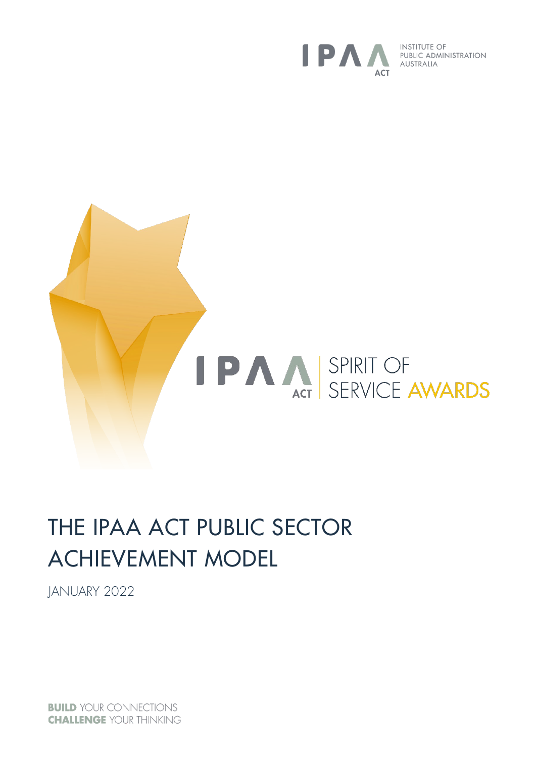IPAA ACT

INSTITUTE OF PUBLIC ADMINISTRATION AUSTRALIA

IPAA ACT | SPIRIT OF SERVICE AWARDS

# THE IPAA ACT PUBLIC SECTOR ACHIEVEMENT MODEL

JANUARY 2022

**BUILD** YOUR CONNECTIONS
**CHALLENGE** YOUR THINKING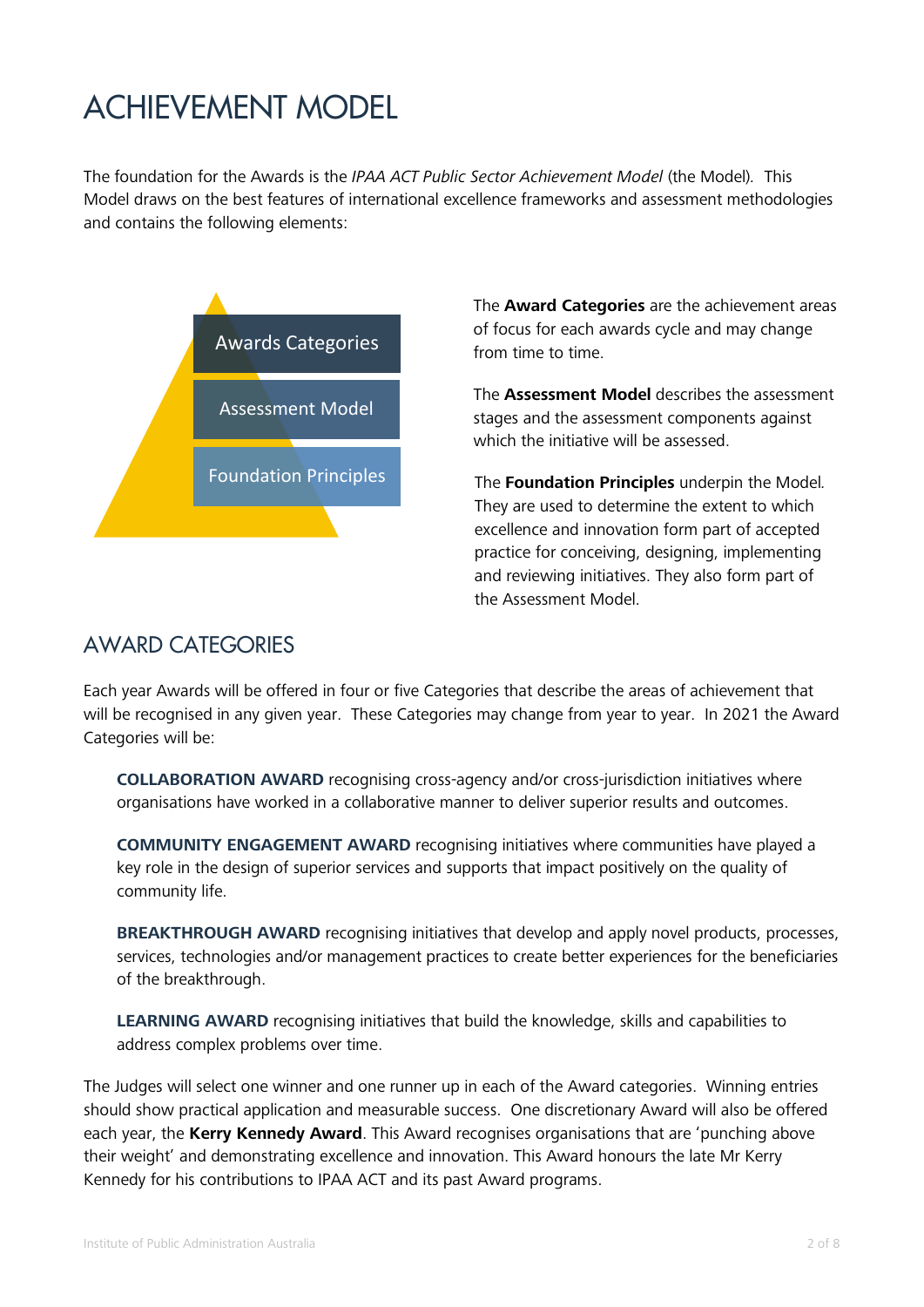# ACHIEVEMENT MODEL

The foundation for the Awards is the *IPAA ACT Public Sector Achievement Model* (the Model). This Model draws on the best features of international excellence frameworks and assessment methodologies and contains the following elements:

Awards Categories

Assessment Model

Foundation Principles

The **Award Categories** are the achievement areas of focus for each awards cycle and may change from time to time.

The **Assessment Model** describes the assessment stages and the assessment components against which the initiative will be assessed.

The **Foundation Principles** underpin the Model. They are used to determine the extent to which excellence and innovation form part of accepted practice for conceiving, designing, implementing and reviewing initiatives. They also form part of the Assessment Model.

## AWARD CATEGORIES

Each year Awards will be offered in four or five Categories that describe the areas of achievement that will be recognised in any given year. These Categories may change from year to year. In 2021 the Award Categories will be:

**COLLABORATION AWARD** recognising cross-agency and/or cross-jurisdiction initiatives where organisations have worked in a collaborative manner to deliver superior results and outcomes.

**COMMUNITY ENGAGEMENT AWARD** recognising initiatives where communities have played a key role in the design of superior services and supports that impact positively on the quality of community life.

**BREAKTHROUGH AWARD** recognising initiatives that develop and apply novel products, processes, services, technologies and/or management practices to create better experiences for the beneficiaries of the breakthrough.

**LEARNING AWARD** recognising initiatives that build the knowledge, skills and capabilities to address complex problems over time.

The Judges will select one winner and one runner up in each of the Award categories. Winning entries should show practical application and measurable success. One discretionary Award will also be offered each year, the **Kerry Kennedy Award**. This Award recognises organisations that are 'punching above their weight' and demonstrating excellence and innovation. This Award honours the late Mr Kerry Kennedy for his contributions to IPAA ACT and its past Award programs.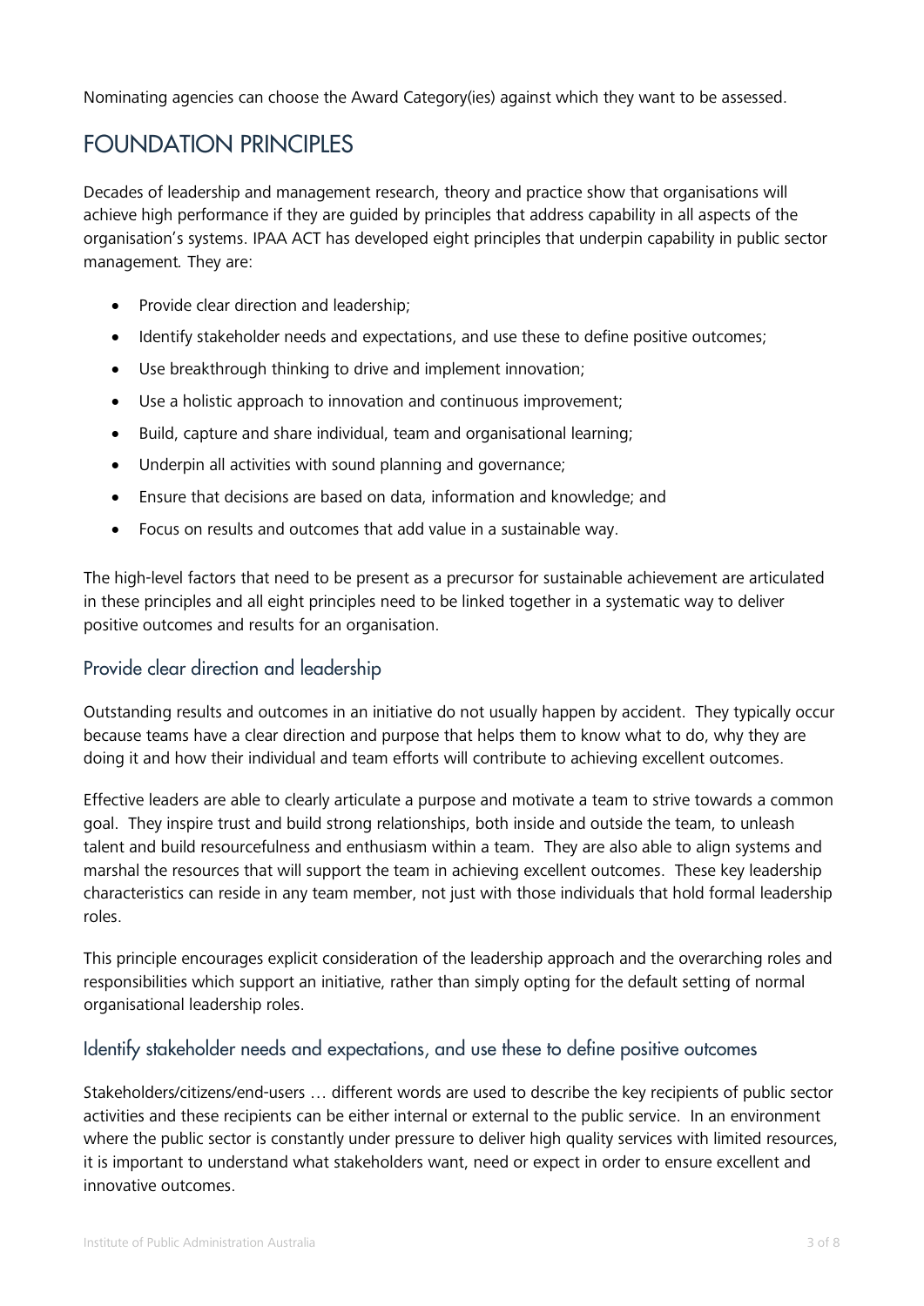Nominating agencies can choose the Award Category(ies) against which they want to be assessed.

# FOUNDATION PRINCIPLES

Decades of leadership and management research, theory and practice show that organisations will achieve high performance if they are guided by principles that address capability in all aspects of the organisation's systems. IPAA ACT has developed eight principles that underpin capability in public sector management. They are:

- Provide clear direction and leadership;
- Identify stakeholder needs and expectations, and use these to define positive outcomes;
- Use breakthrough thinking to drive and implement innovation;
- Use a holistic approach to innovation and continuous improvement;
- Build, capture and share individual, team and organisational learning;
- Underpin all activities with sound planning and governance;
- Ensure that decisions are based on data, information and knowledge; and
- Focus on results and outcomes that add value in a sustainable way.

The high-level factors that need to be present as a precursor for sustainable achievement are articulated in these principles and all eight principles need to be linked together in a systematic way to deliver positive outcomes and results for an organisation.

## Provide clear direction and leadership

Outstanding results and outcomes in an initiative do not usually happen by accident. They typically occur because teams have a clear direction and purpose that helps them to know what to do, why they are doing it and how their individual and team efforts will contribute to achieving excellent outcomes.

Effective leaders are able to clearly articulate a purpose and motivate a team to strive towards a common goal. They inspire trust and build strong relationships, both inside and outside the team, to unleash talent and build resourcefulness and enthusiasm within a team. They are also able to align systems and marshal the resources that will support the team in achieving excellent outcomes. These key leadership characteristics can reside in any team member, not just with those individuals that hold formal leadership roles.

This principle encourages explicit consideration of the leadership approach and the overarching roles and responsibilities which support an initiative, rather than simply opting for the default setting of normal organisational leadership roles.

## Identify stakeholder needs and expectations, and use these to define positive outcomes

Stakeholders/citizens/end-users … different words are used to describe the key recipients of public sector activities and these recipients can be either internal or external to the public service. In an environment where the public sector is constantly under pressure to deliver high quality services with limited resources, it is important to understand what stakeholders want, need or expect in order to ensure excellent and innovative outcomes.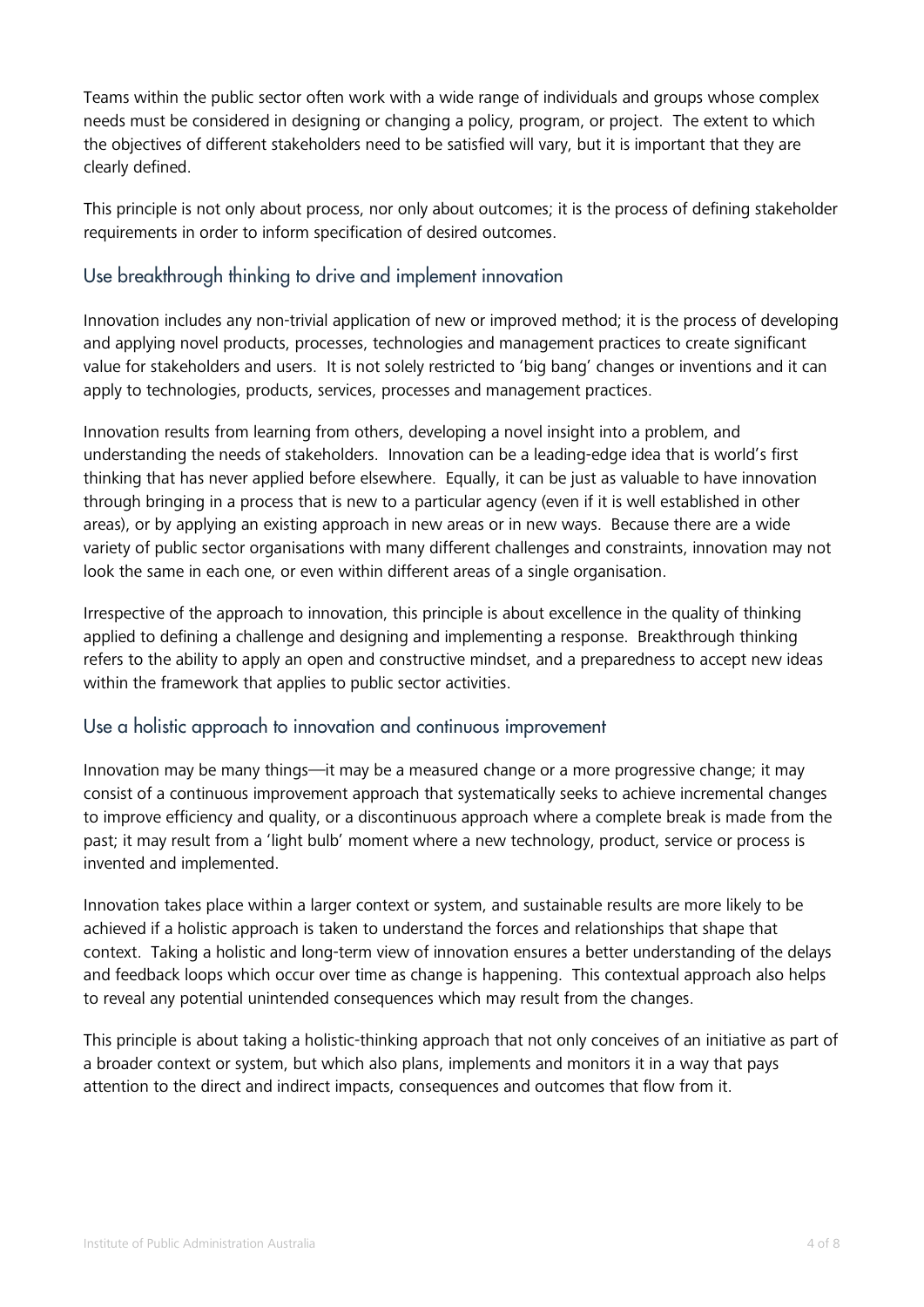Teams within the public sector often work with a wide range of individuals and groups whose complex needs must be considered in designing or changing a policy, program, or project. The extent to which the objectives of different stakeholders need to be satisfied will vary, but it is important that they are clearly defined.

This principle is not only about process, nor only about outcomes; it is the process of defining stakeholder requirements in order to inform specification of desired outcomes.

## Use breakthrough thinking to drive and implement innovation

Innovation includes any non-trivial application of new or improved method; it is the process of developing and applying novel products, processes, technologies and management practices to create significant value for stakeholders and users. It is not solely restricted to 'big bang' changes or inventions and it can apply to technologies, products, services, processes and management practices.

Innovation results from learning from others, developing a novel insight into a problem, and understanding the needs of stakeholders. Innovation can be a leading-edge idea that is world's first thinking that has never applied before elsewhere. Equally, it can be just as valuable to have innovation through bringing in a process that is new to a particular agency (even if it is well established in other areas), or by applying an existing approach in new areas or in new ways. Because there are a wide variety of public sector organisations with many different challenges and constraints, innovation may not look the same in each one, or even within different areas of a single organisation.

Irrespective of the approach to innovation, this principle is about excellence in the quality of thinking applied to defining a challenge and designing and implementing a response. Breakthrough thinking refers to the ability to apply an open and constructive mindset, and a preparedness to accept new ideas within the framework that applies to public sector activities.

## Use a holistic approach to innovation and continuous improvement

Innovation may be many things—it may be a measured change or a more progressive change; it may consist of a continuous improvement approach that systematically seeks to achieve incremental changes to improve efficiency and quality, or a discontinuous approach where a complete break is made from the past; it may result from a 'light bulb' moment where a new technology, product, service or process is invented and implemented.

Innovation takes place within a larger context or system, and sustainable results are more likely to be achieved if a holistic approach is taken to understand the forces and relationships that shape that context. Taking a holistic and long-term view of innovation ensures a better understanding of the delays and feedback loops which occur over time as change is happening. This contextual approach also helps to reveal any potential unintended consequences which may result from the changes.

This principle is about taking a holistic-thinking approach that not only conceives of an initiative as part of a broader context or system, but which also plans, implements and monitors it in a way that pays attention to the direct and indirect impacts, consequences and outcomes that flow from it.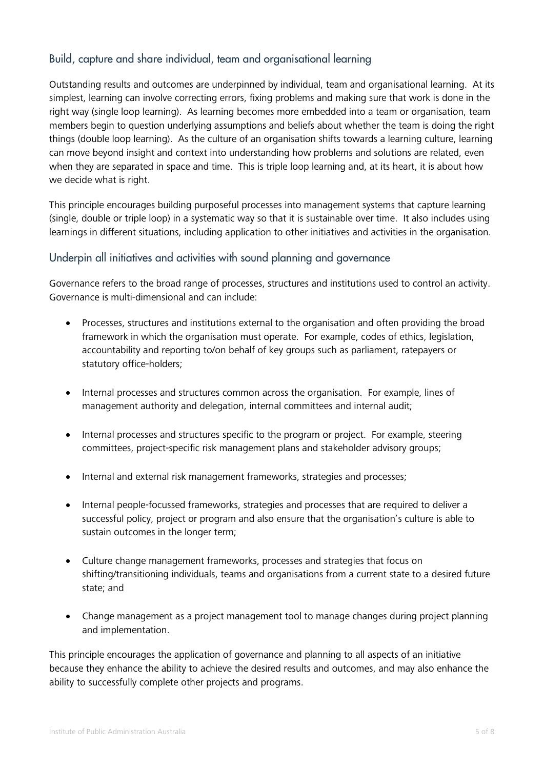## Build, capture and share individual, team and organisational learning

Outstanding results and outcomes are underpinned by individual, team and organisational learning. At its simplest, learning can involve correcting errors, fixing problems and making sure that work is done in the right way (single loop learning). As learning becomes more embedded into a team or organisation, team members begin to question underlying assumptions and beliefs about whether the team is doing the right things (double loop learning). As the culture of an organisation shifts towards a learning culture, learning can move beyond insight and context into understanding how problems and solutions are related, even when they are separated in space and time. This is triple loop learning and, at its heart, it is about how we decide what is right.

This principle encourages building purposeful processes into management systems that capture learning (single, double or triple loop) in a systematic way so that it is sustainable over time. It also includes using learnings in different situations, including application to other initiatives and activities in the organisation.

## Underpin all initiatives and activities with sound planning and governance

Governance refers to the broad range of processes, structures and institutions used to control an activity. Governance is multi-dimensional and can include:

- Processes, structures and institutions external to the organisation and often providing the broad framework in which the organisation must operate. For example, codes of ethics, legislation, accountability and reporting to/on behalf of key groups such as parliament, ratepayers or statutory office-holders;
- Internal processes and structures common across the organisation. For example, lines of management authority and delegation, internal committees and internal audit;
- Internal processes and structures specific to the program or project. For example, steering committees, project-specific risk management plans and stakeholder advisory groups;
- Internal and external risk management frameworks, strategies and processes;
- Internal people-focussed frameworks, strategies and processes that are required to deliver a successful policy, project or program and also ensure that the organisation's culture is able to sustain outcomes in the longer term;
- Culture change management frameworks, processes and strategies that focus on shifting/transitioning individuals, teams and organisations from a current state to a desired future state; and
- Change management as a project management tool to manage changes during project planning and implementation.

This principle encourages the application of governance and planning to all aspects of an initiative because they enhance the ability to achieve the desired results and outcomes, and may also enhance the ability to successfully complete other projects and programs.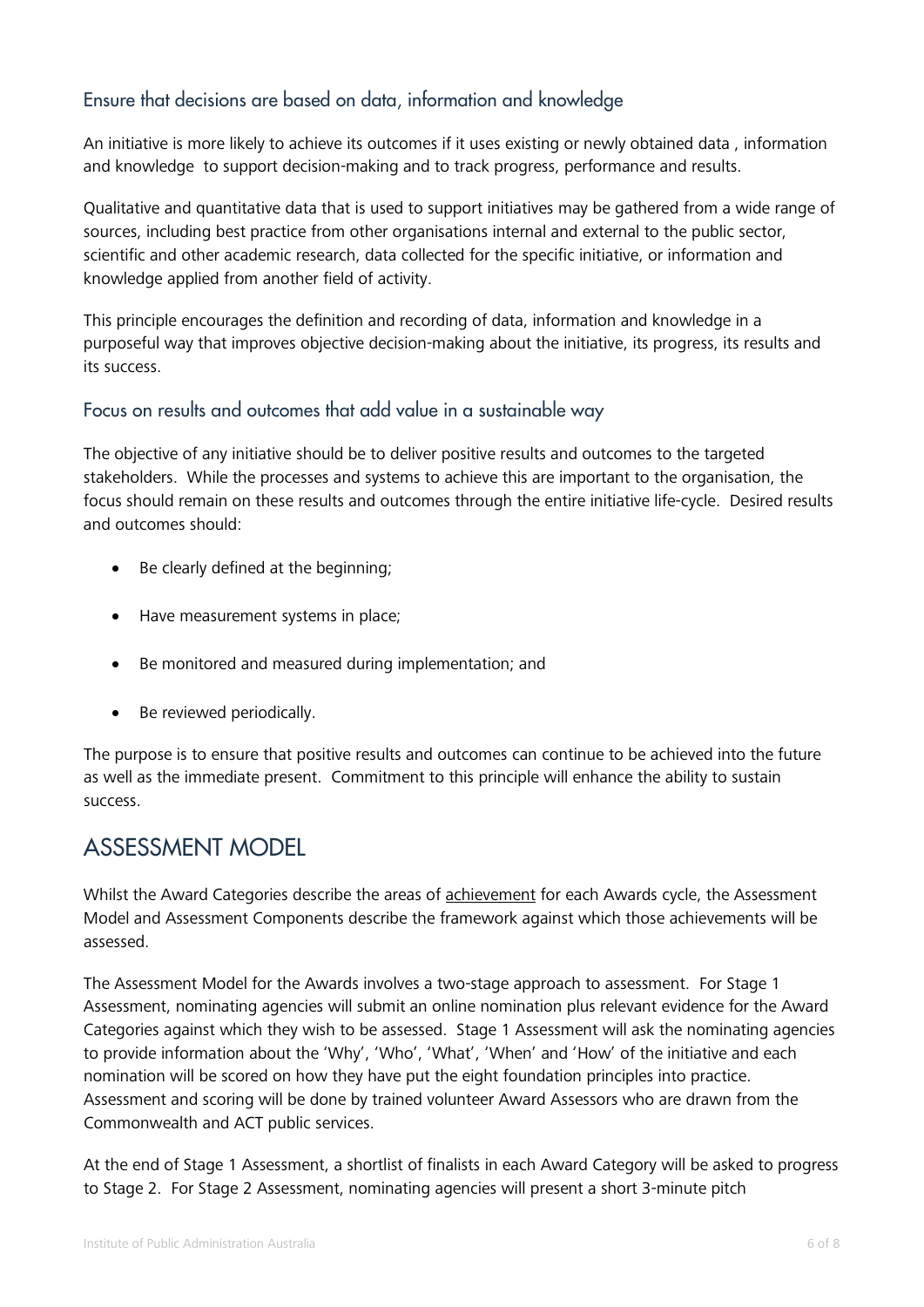### Ensure that decisions are based on data, information and knowledge

An initiative is more likely to achieve its outcomes if it uses existing or newly obtained data , information and knowledge to support decision-making and to track progress, performance and results.

Qualitative and quantitative data that is used to support initiatives may be gathered from a wide range of sources, including best practice from other organisations internal and external to the public sector, scientific and other academic research, data collected for the specific initiative, or information and knowledge applied from another field of activity.

This principle encourages the definition and recording of data, information and knowledge in a purposeful way that improves objective decision-making about the initiative, its progress, its results and its success.

### Focus on results and outcomes that add value in a sustainable way

The objective of any initiative should be to deliver positive results and outcomes to the targeted stakeholders. While the processes and systems to achieve this are important to the organisation, the focus should remain on these results and outcomes through the entire initiative life-cycle. Desired results and outcomes should:

- Be clearly defined at the beginning;
- Have measurement systems in place;
- Be monitored and measured during implementation; and
- Be reviewed periodically.

The purpose is to ensure that positive results and outcomes can continue to be achieved into the future as well as the immediate present. Commitment to this principle will enhance the ability to sustain success.

## ASSESSMENT MODEL

Whilst the Award Categories describe the areas of achievement for each Awards cycle, the Assessment Model and Assessment Components describe the framework against which those achievements will be assessed.

The Assessment Model for the Awards involves a two-stage approach to assessment. For Stage 1 Assessment, nominating agencies will submit an online nomination plus relevant evidence for the Award Categories against which they wish to be assessed. Stage 1 Assessment will ask the nominating agencies to provide information about the 'Why', 'Who', 'What', 'When' and 'How' of the initiative and each nomination will be scored on how they have put the eight foundation principles into practice. Assessment and scoring will be done by trained volunteer Award Assessors who are drawn from the Commonwealth and ACT public services.

At the end of Stage 1 Assessment, a shortlist of finalists in each Award Category will be asked to progress to Stage 2. For Stage 2 Assessment, nominating agencies will present a short 3-minute pitch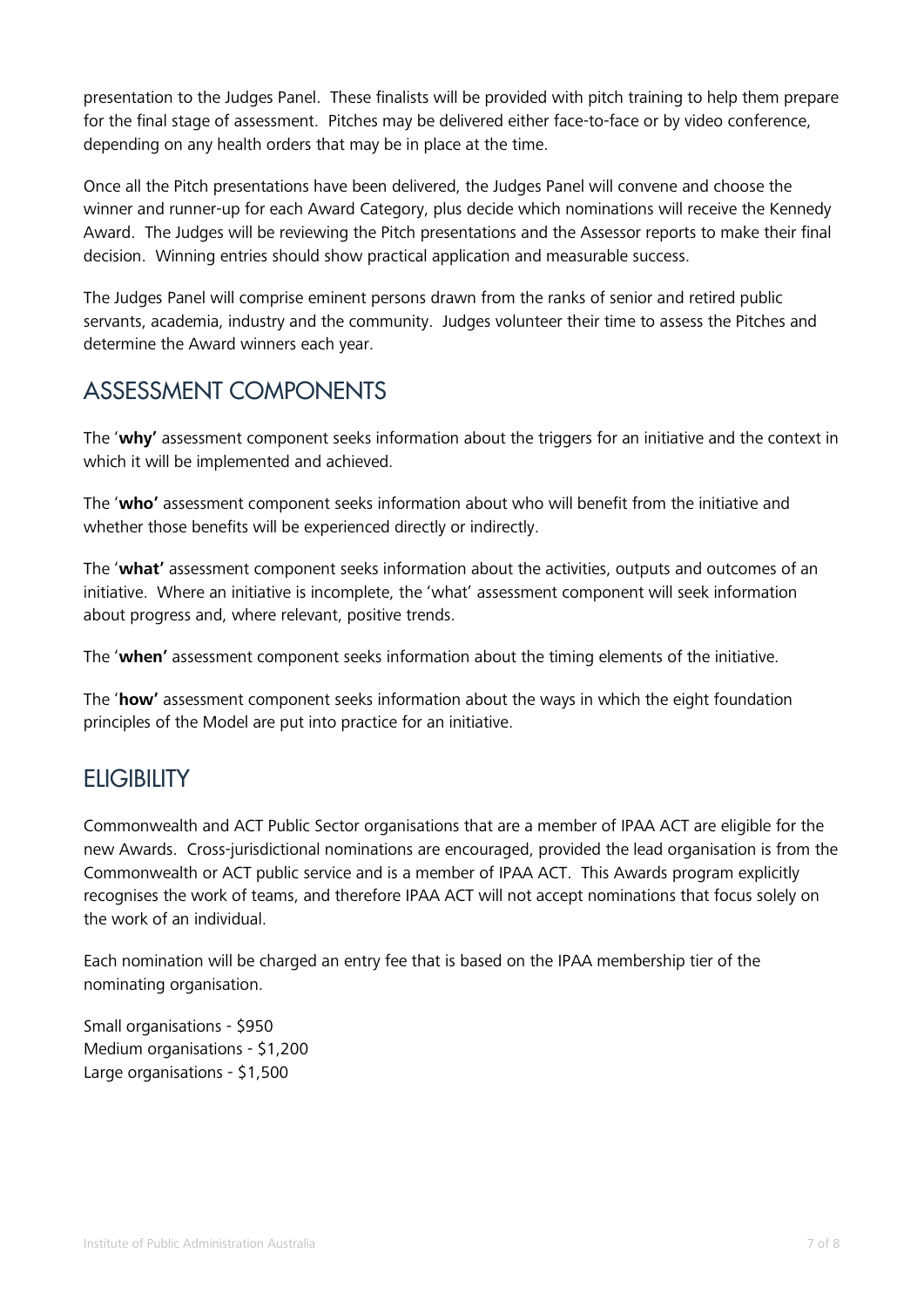presentation to the Judges Panel. These finalists will be provided with pitch training to help them prepare for the final stage of assessment. Pitches may be delivered either face-to-face or by video conference, depending on any health orders that may be in place at the time.

Once all the Pitch presentations have been delivered, the Judges Panel will convene and choose the winner and runner-up for each Award Category, plus decide which nominations will receive the Kennedy Award. The Judges will be reviewing the Pitch presentations and the Assessor reports to make their final decision. Winning entries should show practical application and measurable success.

The Judges Panel will comprise eminent persons drawn from the ranks of senior and retired public servants, academia, industry and the community. Judges volunteer their time to assess the Pitches and determine the Award winners each year.

## ASSESSMENT COMPONENTS

The '**why'** assessment component seeks information about the triggers for an initiative and the context in which it will be implemented and achieved.

The '**who'** assessment component seeks information about who will benefit from the initiative and whether those benefits will be experienced directly or indirectly.

The '**what'** assessment component seeks information about the activities, outputs and outcomes of an initiative. Where an initiative is incomplete, the 'what' assessment component will seek information about progress and, where relevant, positive trends.

The '**when'** assessment component seeks information about the timing elements of the initiative.

The '**how'** assessment component seeks information about the ways in which the eight foundation principles of the Model are put into practice for an initiative.

## ELIGIBILITY

Commonwealth and ACT Public Sector organisations that are a member of IPAA ACT are eligible for the new Awards. Cross-jurisdictional nominations are encouraged, provided the lead organisation is from the Commonwealth or ACT public service and is a member of IPAA ACT. This Awards program explicitly recognises the work of teams, and therefore IPAA ACT will not accept nominations that focus solely on the work of an individual.

Each nomination will be charged an entry fee that is based on the IPAA membership tier of the nominating organisation.

Small organisations - $950
Medium organisations - $1,200
Large organisations - $1,500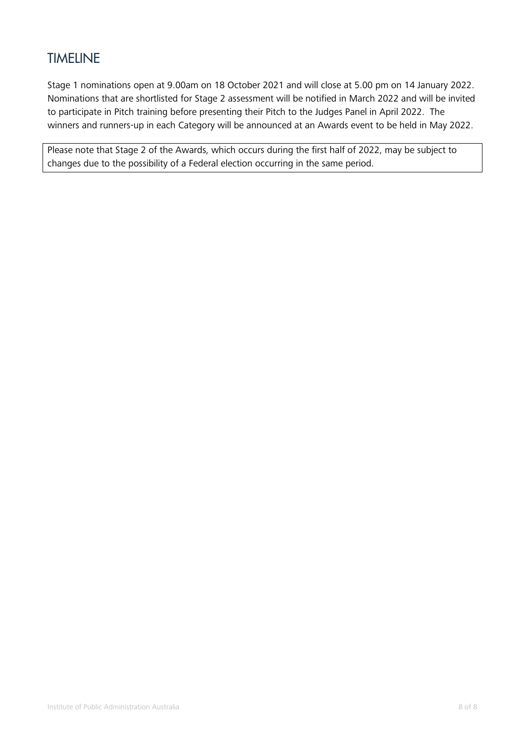## TIMELINE

Stage 1 nominations open at 9.00am on 18 October 2021 and will close at 5.00 pm on 14 January 2022. Nominations that are shortlisted for Stage 2 assessment will be notified in March 2022 and will be invited to participate in Pitch training before presenting their Pitch to the Judges Panel in April 2022. The winners and runners-up in each Category will be announced at an Awards event to be held in May 2022.

Please note that Stage 2 of the Awards, which occurs during the first half of 2022, may be subject to changes due to the possibility of a Federal election occurring in the same period.